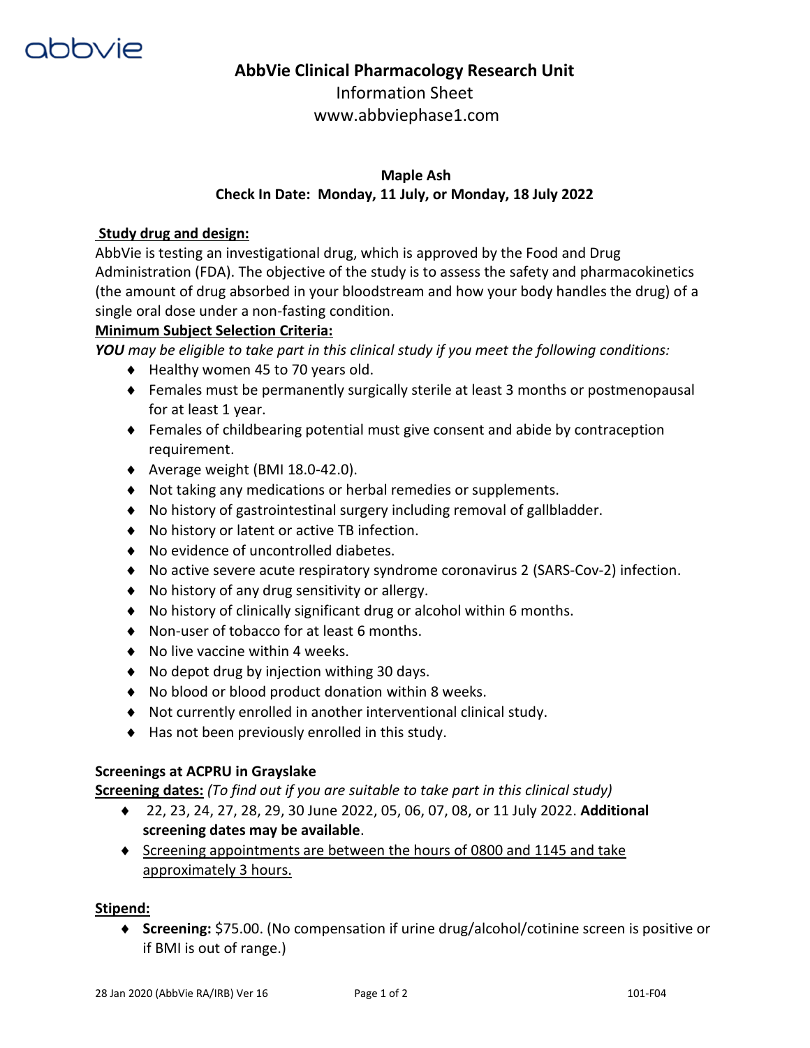abbvie

# AbbVie Clinical Pharmacology Research Unit

Information Sheet

www.abbviephase1.com

**Maple Ash**

**Check In Date: Monday, 11 July, or Monday, 18 July 2022**

**Study drug and design:**

AbbVie is testing an investigational drug, which is approved by the Food and Drug Administration (FDA). The objective of the study is to assess the safety and pharmacokinetics (the amount of drug absorbed in your bloodstream and how your body handles the drug) of a single oral dose under a non-fasting condition.

**Minimum Subject Selection Criteria:**

***YOU** may be eligible to take part in this clinical study if you meet the following conditions:*

- Healthy women 45 to 70 years old.
- Females must be permanently surgically sterile at least 3 months or postmenopausal for at least 1 year.
- Females of childbearing potential must give consent and abide by contraception requirement.
- Average weight (BMI 18.0-42.0).
- Not taking any medications or herbal remedies or supplements.
- No history of gastrointestinal surgery including removal of gallbladder.
- No history or latent or active TB infection.
- No evidence of uncontrolled diabetes.
- No active severe acute respiratory syndrome coronavirus 2 (SARS-Cov-2) infection.
- No history of any drug sensitivity or allergy.
- No history of clinically significant drug or alcohol within 6 months.
- Non-user of tobacco for at least 6 months.
- No live vaccine within 4 weeks.
- No depot drug by injection withing 30 days.
- No blood or blood product donation within 8 weeks.
- Not currently enrolled in another interventional clinical study.
- Has not been previously enrolled in this study.

**Screenings at ACPRU in Grayslake**

**Screening dates:** *(To find out if you are suitable to take part in this clinical study)*

- 22, 23, 24, 27, 28, 29, 30 June 2022, 05, 06, 07, 08, or 11 July 2022. **Additional screening dates may be available**.
- Screening appointments are between the hours of 0800 and 1145 and take approximately 3 hours.

**Stipend:**

- **Screening:** $75.00. (No compensation if urine drug/alcohol/cotinine screen is positive or if BMI is out of range.)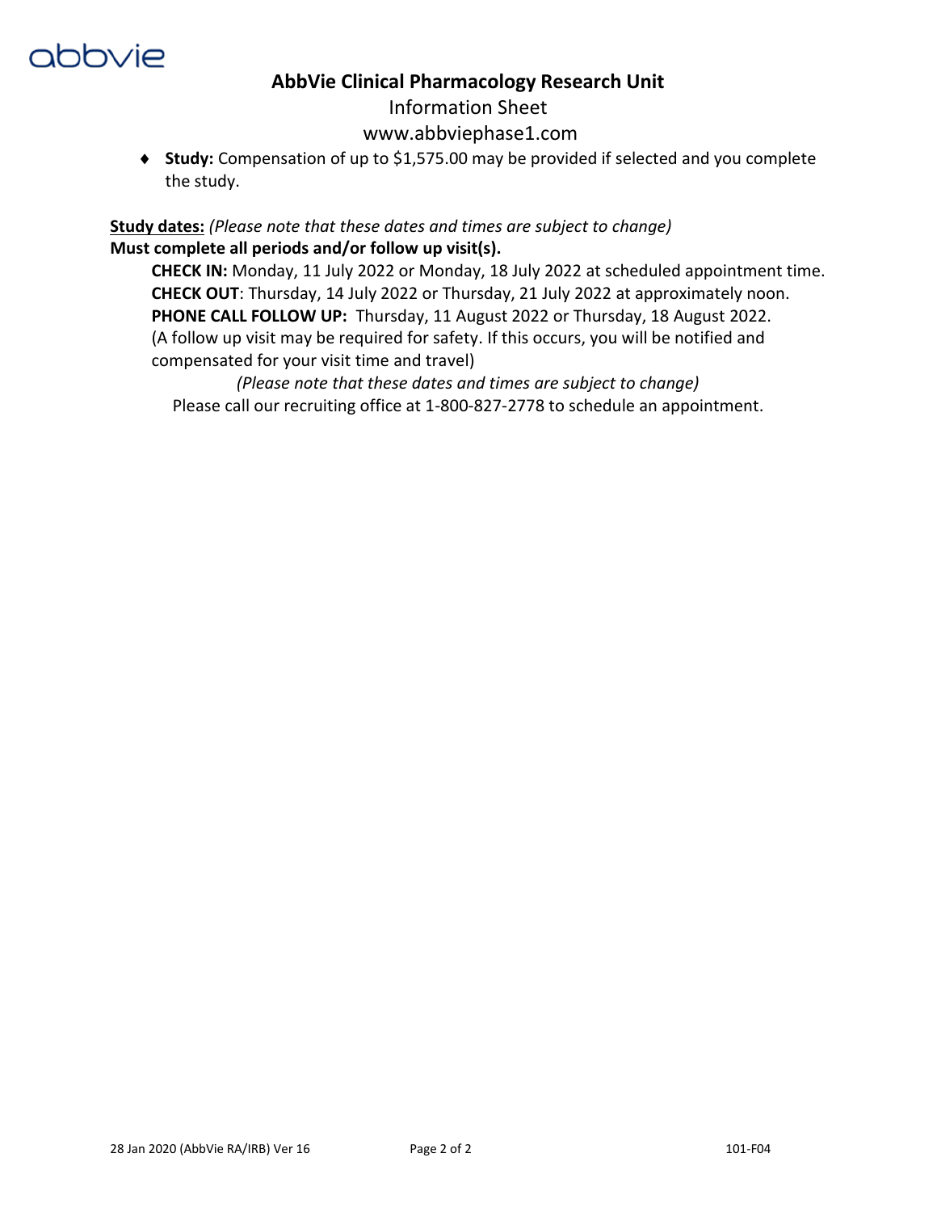## AbbVie Clinical Pharmacology Research Unit

Information Sheet

www.abbviephase1.com

- **Study:** Compensation of up to $1,575.00 may be provided if selected and you complete the study.

**Study dates:** *(Please note that these dates and times are subject to change)*

**Must complete all periods and/or follow up visit(s).**

**CHECK IN:** Monday, 11 July 2022 or Monday, 18 July 2022 at scheduled appointment time.
**CHECK OUT**: Thursday, 14 July 2022 or Thursday, 21 July 2022 at approximately noon.
**PHONE CALL FOLLOW UP:** Thursday, 11 August 2022 or Thursday, 18 August 2022.
(A follow up visit may be required for safety. If this occurs, you will be notified and compensated for your visit time and travel)

*(Please note that these dates and times are subject to change)*

Please call our recruiting office at 1-800-827-2778 to schedule an appointment.